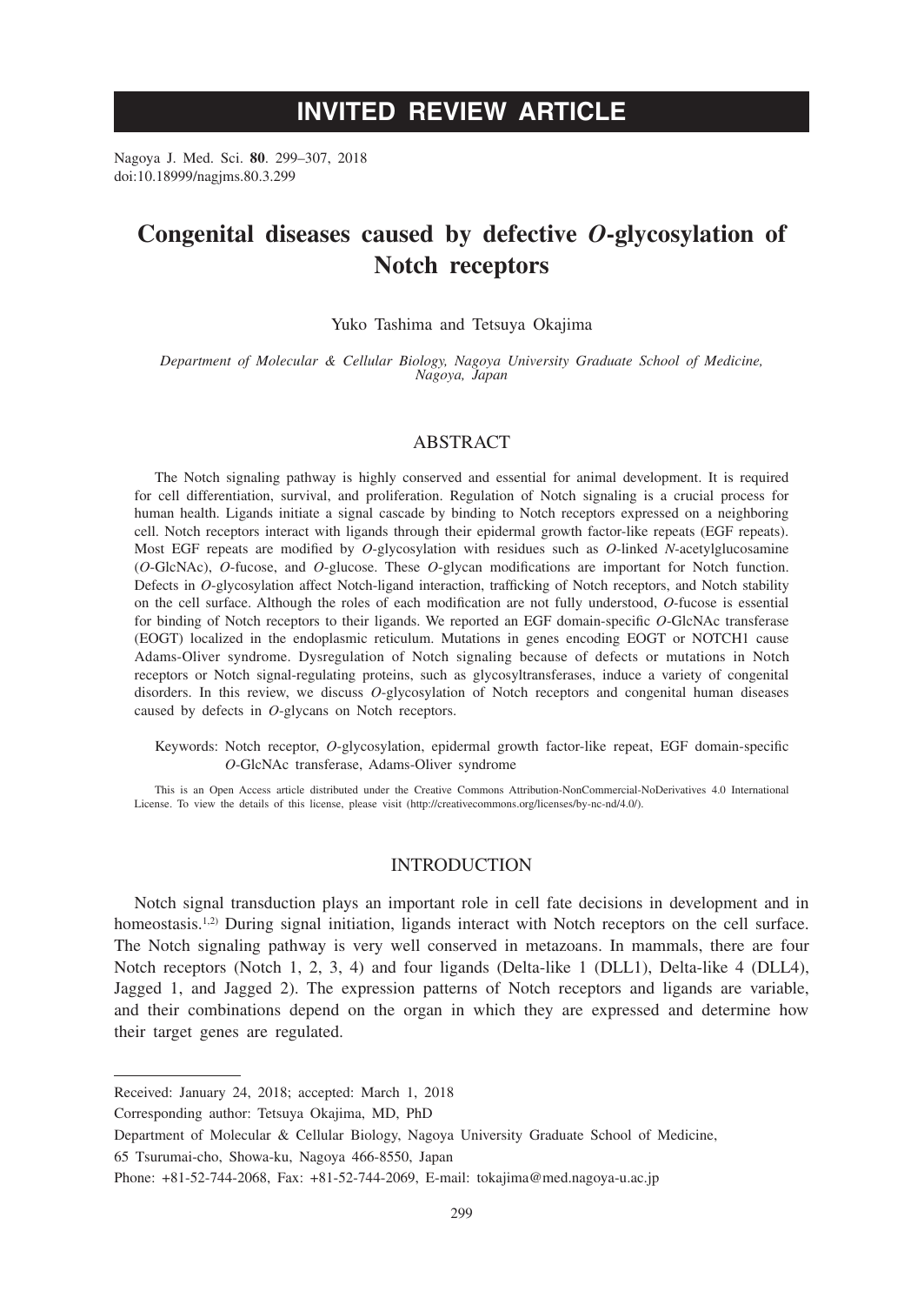INVITED REVIEW ARTICLE

Nagoya J. Med. Sci. **80**. 299–307, 2018
doi:10.18999/nagjms.80.3.299

# Congenital diseases caused by defective *O*-glycosylation of Notch receptors

Yuko Tashima and Tetsuya Okajima

*Department of Molecular & Cellular Biology, Nagoya University Graduate School of Medicine, Nagoya, Japan*

## ABSTRACT

The Notch signaling pathway is highly conserved and essential for animal development. It is required for cell differentiation, survival, and proliferation. Regulation of Notch signaling is a crucial process for human health. Ligands initiate a signal cascade by binding to Notch receptors expressed on a neighboring cell. Notch receptors interact with ligands through their epidermal growth factor-like repeats (EGF repeats). Most EGF repeats are modified by *O*-glycosylation with residues such as *O*-linked *N*-acetylglucosamine (*O*-GlcNAc), *O*-fucose, and *O*-glucose. These *O*-glycan modifications are important for Notch function. Defects in *O*-glycosylation affect Notch-ligand interaction, trafficking of Notch receptors, and Notch stability on the cell surface. Although the roles of each modification are not fully understood, *O*-fucose is essential for binding of Notch receptors to their ligands. We reported an EGF domain-specific *O*-GlcNAc transferase (EOGT) localized in the endoplasmic reticulum. Mutations in genes encoding EOGT or NOTCH1 cause Adams-Oliver syndrome. Dysregulation of Notch signaling because of defects or mutations in Notch receptors or Notch signal-regulating proteins, such as glycosyltransferases, induce a variety of congenital disorders. In this review, we discuss *O*-glycosylation of Notch receptors and congenital human diseases caused by defects in *O*-glycans on Notch receptors.

Keywords: Notch receptor, *O*-glycosylation, epidermal growth factor-like repeat, EGF domain-specific *O*-GlcNAc transferase, Adams-Oliver syndrome

This is an Open Access article distributed under the Creative Commons Attribution-NonCommercial-NoDerivatives 4.0 International License. To view the details of this license, please visit (http://creativecommons.org/licenses/by-nc-nd/4.0/).

## INTRODUCTION

Notch signal transduction plays an important role in cell fate decisions in development and in homeostasis.[1,2] During signal initiation, ligands interact with Notch receptors on the cell surface. The Notch signaling pathway is very well conserved in metazoans. In mammals, there are four Notch receptors (Notch 1, 2, 3, 4) and four ligands (Delta-like 1 (DLL1), Delta-like 4 (DLL4), Jagged 1, and Jagged 2). The expression patterns of Notch receptors and ligands are variable, and their combinations depend on the organ in which they are expressed and determine how their target genes are regulated.

Received: January 24, 2018; accepted: March 1, 2018

Corresponding author: Tetsuya Okajima, MD, PhD

Department of Molecular & Cellular Biology, Nagoya University Graduate School of Medicine,

65 Tsurumai-cho, Showa-ku, Nagoya 466-8550, Japan

Phone: +81-52-744-2068, Fax: +81-52-744-2069, E-mail: tokajima@med.nagoya-u.ac.jp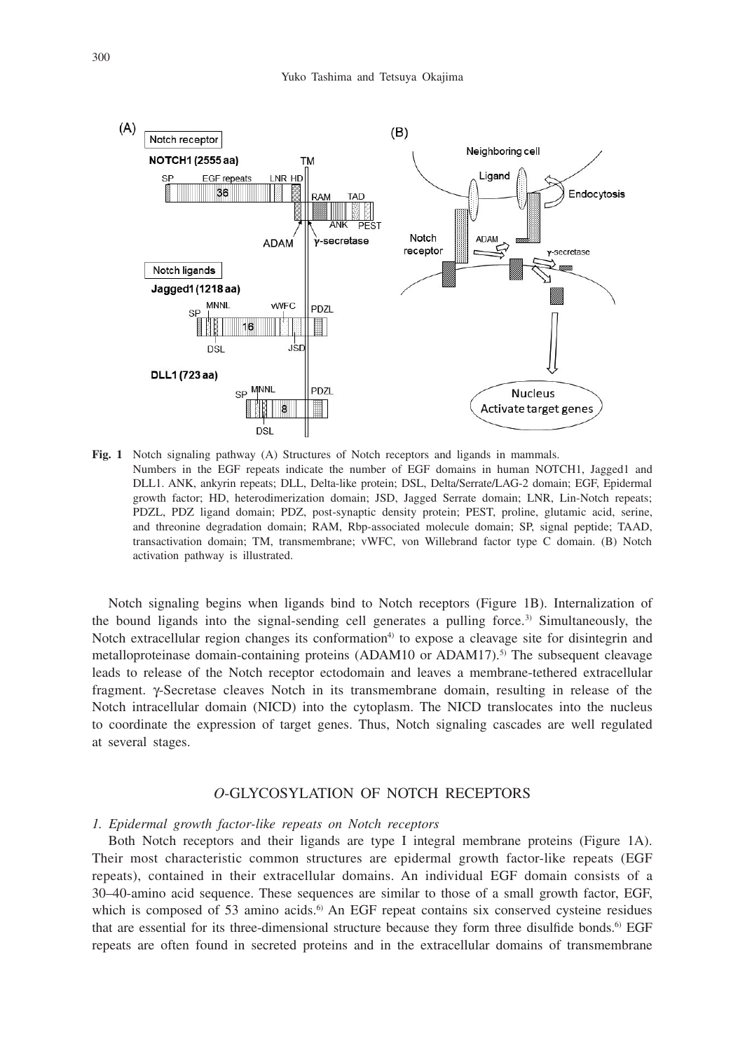**Fig. 1** Notch signaling pathway (A) Structures of Notch receptors and ligands in mammals. Numbers in the EGF repeats indicate the number of EGF domains in human NOTCH1, Jagged1 and DLL1. ANK, ankyrin repeats; DLL, Delta-like protein; DSL, Delta/Serrate/LAG-2 domain; EGF, Epidermal growth factor; HD, heterodimerization domain; JSD, Jagged Serrate domain; LNR, Lin-Notch repeats; PDZL, PDZ ligand domain; PDZ, post-synaptic density protein; PEST, proline, glutamic acid, serine, and threonine degradation domain; RAM, Rbp-associated molecule domain; SP, signal peptide; TAAD, transactivation domain; TM, transmembrane; vWFC, von Willebrand factor type C domain. (B) Notch activation pathway is illustrated.

Notch signaling begins when ligands bind to Notch receptors (Figure 1B). Internalization of the bound ligands into the signal-sending cell generates a pulling force.[3] Simultaneously, the Notch extracellular region changes its conformation[4] to expose a cleavage site for disintegrin and metalloproteinase domain-containing proteins (ADAM10 or ADAM17).[5] The subsequent cleavage leads to release of the Notch receptor ectodomain and leaves a membrane-tethered extracellular fragment. γ-Secretase cleaves Notch in its transmembrane domain, resulting in release of the Notch intracellular domain (NICD) into the cytoplasm. The NICD translocates into the nucleus to coordinate the expression of target genes. Thus, Notch signaling cascades are well regulated at several stages.

## *O*-GLYCOSYLATION OF NOTCH RECEPTORS

### *1. Epidermal growth factor-like repeats on Notch receptors*

Both Notch receptors and their ligands are type I integral membrane proteins (Figure 1A). Their most characteristic common structures are epidermal growth factor-like repeats (EGF repeats), contained in their extracellular domains. An individual EGF domain consists of a 30–40-amino acid sequence. These sequences are similar to those of a small growth factor, EGF, which is composed of 53 amino acids.[6] An EGF repeat contains six conserved cysteine residues that are essential for its three-dimensional structure because they form three disulfide bonds.[6] EGF repeats are often found in secreted proteins and in the extracellular domains of transmembrane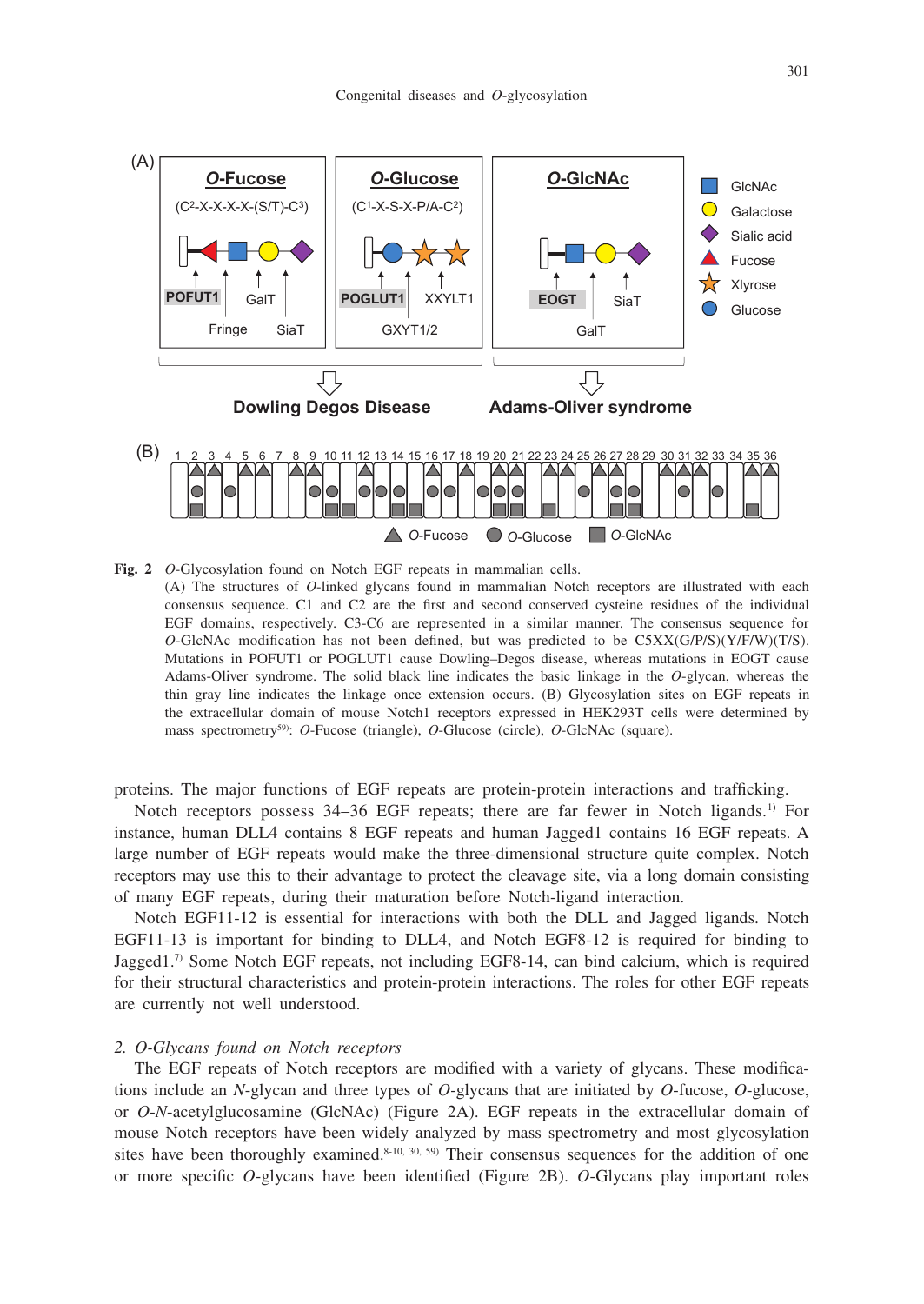**Fig. 2** *O*-Glycosylation found on Notch EGF repeats in mammalian cells.
(A) The structures of *O*-linked glycans found in mammalian Notch receptors are illustrated with each consensus sequence. C1 and C2 are the first and second conserved cysteine residues of the individual EGF domains, respectively. C3-C6 are represented in a similar manner. The consensus sequence for *O*-GlcNAc modification has not been defined, but was predicted to be C5XX(G/P/S)(Y/F/W)(T/S). Mutations in POFUT1 or POGLUT1 cause Dowling–Degos disease, whereas mutations in EOGT cause Adams-Oliver syndrome. The solid black line indicates the basic linkage in the *O*-glycan, whereas the thin gray line indicates the linkage once extension occurs. (B) Glycosylation sites on EGF repeats in the extracellular domain of mouse Notch1 receptors expressed in HEK293T cells were determined by mass spectrometry[59]: *O*-Fucose (triangle), *O*-Glucose (circle), *O*-GlcNAc (square).

proteins. The major functions of EGF repeats are protein-protein interactions and trafficking.

Notch receptors possess 34–36 EGF repeats; there are far fewer in Notch ligands.[1] For instance, human DLL4 contains 8 EGF repeats and human Jagged1 contains 16 EGF repeats. A large number of EGF repeats would make the three-dimensional structure quite complex. Notch receptors may use this to their advantage to protect the cleavage site, via a long domain consisting of many EGF repeats, during their maturation before Notch-ligand interaction.

Notch EGF11-12 is essential for interactions with both the DLL and Jagged ligands. Notch EGF11-13 is important for binding to DLL4, and Notch EGF8-12 is required for binding to Jagged1.[7] Some Notch EGF repeats, not including EGF8-14, can bind calcium, which is required for their structural characteristics and protein-protein interactions. The roles for other EGF repeats are currently not well understood.

### *2. O-Glycans found on Notch receptors*

The EGF repeats of Notch receptors are modified with a variety of glycans. These modifications include an *N*-glycan and three types of *O*-glycans that are initiated by *O*-fucose, *O*-glucose, or *O*-*N*-acetylglucosamine (GlcNAc) (Figure 2A). EGF repeats in the extracellular domain of mouse Notch receptors have been widely analyzed by mass spectrometry and most glycosylation sites have been thoroughly examined.[8-10, 30, 59] Their consensus sequences for the addition of one or more specific *O*-glycans have been identified (Figure 2B). *O*-Glycans play important roles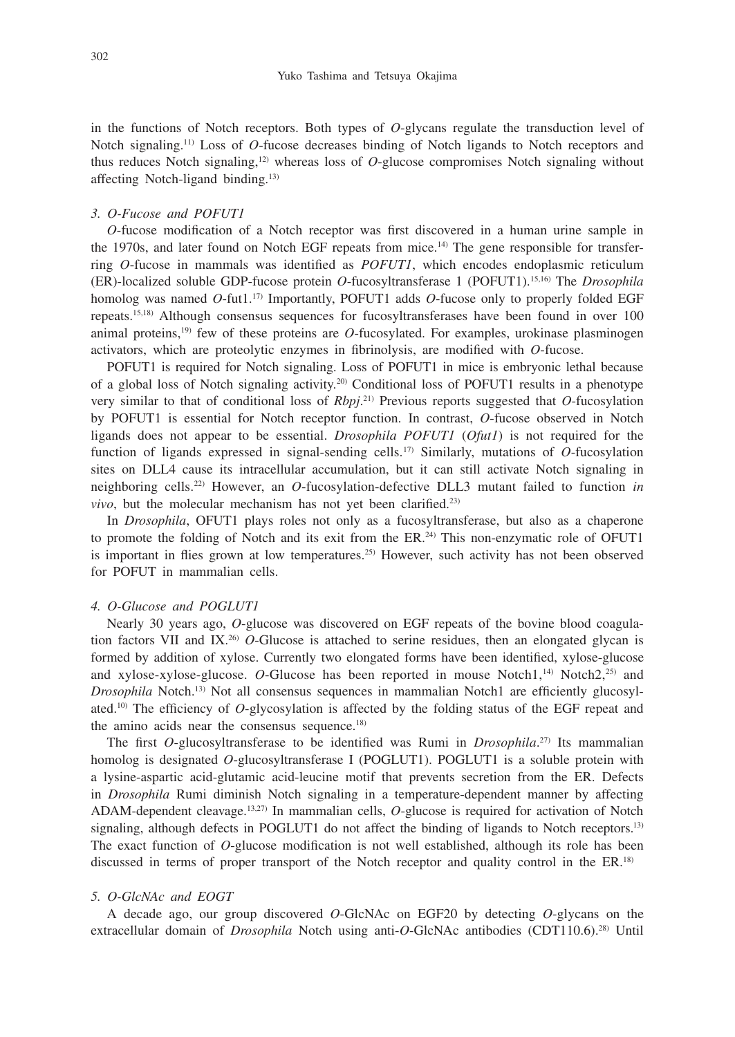in the functions of Notch receptors. Both types of *O*-glycans regulate the transduction level of Notch signaling.[11] Loss of *O*-fucose decreases binding of Notch ligands to Notch receptors and thus reduces Notch signaling,[12] whereas loss of *O*-glucose compromises Notch signaling without affecting Notch-ligand binding.[13]

### *3. O-Fucose and POFUT1*

*O*-fucose modification of a Notch receptor was first discovered in a human urine sample in the 1970s, and later found on Notch EGF repeats from mice.[14] The gene responsible for transferring *O*-fucose in mammals was identified as *POFUT1*, which encodes endoplasmic reticulum (ER)-localized soluble GDP-fucose protein *O*-fucosyltransferase 1 (POFUT1).[15,16] The *Drosophila* homolog was named *O*-fut1.[17] Importantly, POFUT1 adds *O*-fucose only to properly folded EGF repeats.[15,18] Although consensus sequences for fucosyltransferases have been found in over 100 animal proteins,[19] few of these proteins are *O*-fucosylated. For examples, urokinase plasminogen activators, which are proteolytic enzymes in fibrinolysis, are modified with *O*-fucose.

POFUT1 is required for Notch signaling. Loss of POFUT1 in mice is embryonic lethal because of a global loss of Notch signaling activity.[20] Conditional loss of POFUT1 results in a phenotype very similar to that of conditional loss of *Rbpj*.[21] Previous reports suggested that *O*-fucosylation by POFUT1 is essential for Notch receptor function. In contrast, *O*-fucose observed in Notch ligands does not appear to be essential. *Drosophila POFUT1* (*Ofut1*) is not required for the function of ligands expressed in signal-sending cells.[17] Similarly, mutations of *O*-fucosylation sites on DLL4 cause its intracellular accumulation, but it can still activate Notch signaling in neighboring cells.[22] However, an *O*-fucosylation-defective DLL3 mutant failed to function *in vivo*, but the molecular mechanism has not yet been clarified.[23]

In *Drosophila*, OFUT1 plays roles not only as a fucosyltransferase, but also as a chaperone to promote the folding of Notch and its exit from the ER.[24] This non-enzymatic role of OFUT1 is important in flies grown at low temperatures.[25] However, such activity has not been observed for POFUT in mammalian cells.

### *4. O-Glucose and POGLUT1*

Nearly 30 years ago, *O*-glucose was discovered on EGF repeats of the bovine blood coagulation factors VII and IX.[26] *O*-Glucose is attached to serine residues, then an elongated glycan is formed by addition of xylose. Currently two elongated forms have been identified, xylose-glucose and xylose-xylose-glucose. *O*-Glucose has been reported in mouse Notch1,[14] Notch2,[25] and *Drosophila* Notch.[13] Not all consensus sequences in mammalian Notch1 are efficiently glucosylated.[10] The efficiency of *O*-glycosylation is affected by the folding status of the EGF repeat and the amino acids near the consensus sequence.[18]

The first *O*-glucosyltransferase to be identified was Rumi in *Drosophila*.[27] Its mammalian homolog is designated *O*-glucosyltransferase I (POGLUT1). POGLUT1 is a soluble protein with a lysine-aspartic acid-glutamic acid-leucine motif that prevents secretion from the ER. Defects in *Drosophila* Rumi diminish Notch signaling in a temperature-dependent manner by affecting ADAM-dependent cleavage.[13,27] In mammalian cells, *O*-glucose is required for activation of Notch signaling, although defects in POGLUT1 do not affect the binding of ligands to Notch receptors.[13] The exact function of *O*-glucose modification is not well established, although its role has been discussed in terms of proper transport of the Notch receptor and quality control in the ER.[18]

### *5. O-GlcNAc and EOGT*

A decade ago, our group discovered *O*-GlcNAc on EGF20 by detecting *O*-glycans on the extracellular domain of *Drosophila* Notch using anti-*O*-GlcNAc antibodies (CDT110.6).[28] Until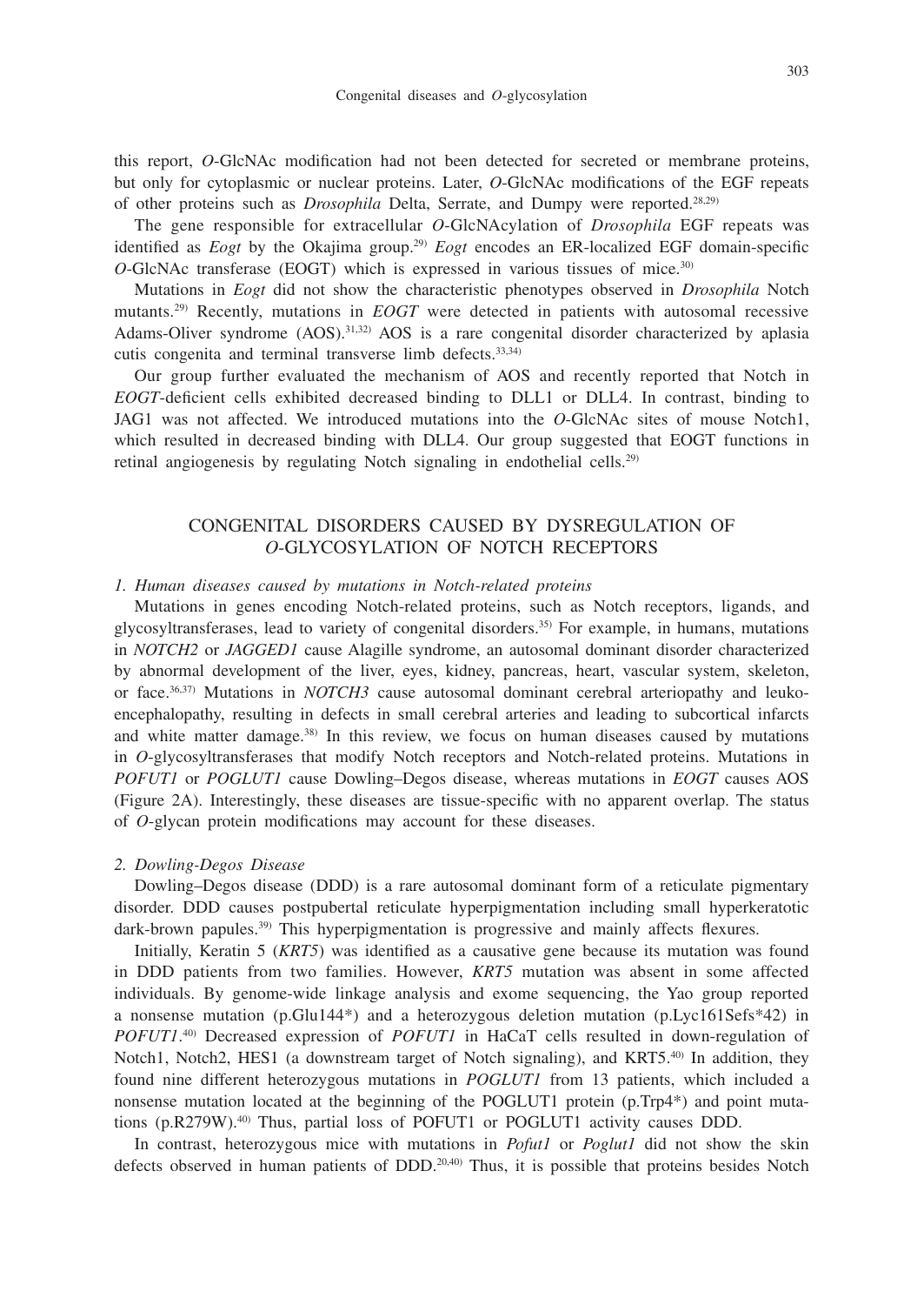this report, *O*-GlcNAc modification had not been detected for secreted or membrane proteins, but only for cytoplasmic or nuclear proteins. Later, *O*-GlcNAc modifications of the EGF repeats of other proteins such as *Drosophila* Delta, Serrate, and Dumpy were reported.[28,29]

The gene responsible for extracellular *O*-GlcNAcylation of *Drosophila* EGF repeats was identified as *Eogt* by the Okajima group.[29] *Eogt* encodes an ER-localized EGF domain-specific *O*-GlcNAc transferase (EOGT) which is expressed in various tissues of mice.[30]

Mutations in *Eogt* did not show the characteristic phenotypes observed in *Drosophila* Notch mutants.[29] Recently, mutations in *EOGT* were detected in patients with autosomal recessive Adams-Oliver syndrome (AOS).[31,32] AOS is a rare congenital disorder characterized by aplasia cutis congenita and terminal transverse limb defects.[33,34]

Our group further evaluated the mechanism of AOS and recently reported that Notch in *EOGT*-deficient cells exhibited decreased binding to DLL1 or DLL4. In contrast, binding to JAG1 was not affected. We introduced mutations into the *O*-GlcNAc sites of mouse Notch1, which resulted in decreased binding with DLL4. Our group suggested that EOGT functions in retinal angiogenesis by regulating Notch signaling in endothelial cells.[29]

## CONGENITAL DISORDERS CAUSED BY DYSREGULATION OF *O*-GLYCOSYLATION OF NOTCH RECEPTORS

### *1. Human diseases caused by mutations in Notch-related proteins*

Mutations in genes encoding Notch-related proteins, such as Notch receptors, ligands, and glycosyltransferases, lead to variety of congenital disorders.[35] For example, in humans, mutations in *NOTCH2* or *JAGGED1* cause Alagille syndrome, an autosomal dominant disorder characterized by abnormal development of the liver, eyes, kidney, pancreas, heart, vascular system, skeleton, or face.[36,37] Mutations in *NOTCH3* cause autosomal dominant cerebral arteriopathy and leukoencephalopathy, resulting in defects in small cerebral arteries and leading to subcortical infarcts and white matter damage.[38] In this review, we focus on human diseases caused by mutations in *O*-glycosyltransferases that modify Notch receptors and Notch-related proteins. Mutations in *POFUT1* or *POGLUT1* cause Dowling–Degos disease, whereas mutations in *EOGT* causes AOS (Figure 2A). Interestingly, these diseases are tissue-specific with no apparent overlap. The status of *O*-glycan protein modifications may account for these diseases.

### *2. Dowling-Degos Disease*

Dowling–Degos disease (DDD) is a rare autosomal dominant form of a reticulate pigmentary disorder. DDD causes postpubertal reticulate hyperpigmentation including small hyperkeratotic dark-brown papules.[39] This hyperpigmentation is progressive and mainly affects flexures.

Initially, Keratin 5 (*KRT5*) was identified as a causative gene because its mutation was found in DDD patients from two families. However, *KRT5* mutation was absent in some affected individuals. By genome-wide linkage analysis and exome sequencing, the Yao group reported a nonsense mutation (p.Glu144*) and a heterozygous deletion mutation (p.Lyc161Sefs*42) in *POFUT1*.[40] Decreased expression of *POFUT1* in HaCaT cells resulted in down-regulation of Notch1, Notch2, HES1 (a downstream target of Notch signaling), and KRT5.[40] In addition, they found nine different heterozygous mutations in *POGLUT1* from 13 patients, which included a nonsense mutation located at the beginning of the POGLUT1 protein (p.Trp4*) and point mutations (p.R279W).[40] Thus, partial loss of POFUT1 or POGLUT1 activity causes DDD.

In contrast, heterozygous mice with mutations in *Pofut1* or *Poglut1* did not show the skin defects observed in human patients of DDD.[20,40] Thus, it is possible that proteins besides Notch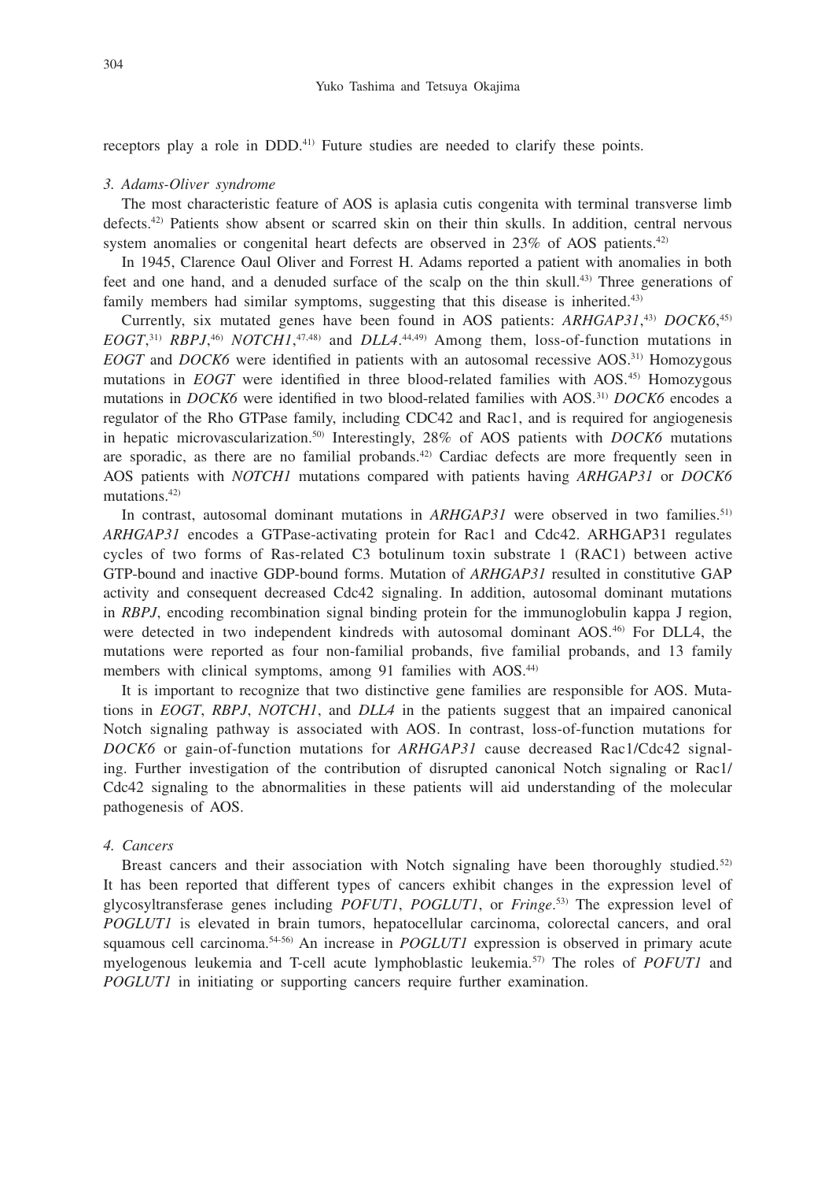receptors play a role in DDD.[41] Future studies are needed to clarify these points.

### *3. Adams-Oliver syndrome*

The most characteristic feature of AOS is aplasia cutis congenita with terminal transverse limb defects.[42] Patients show absent or scarred skin on their thin skulls. In addition, central nervous system anomalies or congenital heart defects are observed in 23% of AOS patients.[42]

In 1945, Clarence Oaul Oliver and Forrest H. Adams reported a patient with anomalies in both feet and one hand, and a denuded surface of the scalp on the thin skull.[43] Three generations of family members had similar symptoms, suggesting that this disease is inherited.[43]

Currently, six mutated genes have been found in AOS patients: *ARHGAP31*,[43] *DOCK6*,[45] *EOGT*,[31] *RBPJ*,[46] *NOTCH1*,[47,48] and *DLL4*.[44,49] Among them, loss-of-function mutations in *EOGT* and *DOCK6* were identified in patients with an autosomal recessive AOS.[31] Homozygous mutations in *EOGT* were identified in three blood-related families with AOS.[45] Homozygous mutations in *DOCK6* were identified in two blood-related families with AOS.[31] *DOCK6* encodes a regulator of the Rho GTPase family, including CDC42 and Rac1, and is required for angiogenesis in hepatic microvascularization.[50] Interestingly, 28% of AOS patients with *DOCK6* mutations are sporadic, as there are no familial probands.[42] Cardiac defects are more frequently seen in AOS patients with *NOTCH1* mutations compared with patients having *ARHGAP31* or *DOCK6* mutations.[42]

In contrast, autosomal dominant mutations in *ARHGAP31* were observed in two families.[51] *ARHGAP31* encodes a GTPase-activating protein for Rac1 and Cdc42. ARHGAP31 regulates cycles of two forms of Ras-related C3 botulinum toxin substrate 1 (RAC1) between active GTP-bound and inactive GDP-bound forms. Mutation of *ARHGAP31* resulted in constitutive GAP activity and consequent decreased Cdc42 signaling. In addition, autosomal dominant mutations in *RBPJ*, encoding recombination signal binding protein for the immunoglobulin kappa J region, were detected in two independent kindreds with autosomal dominant AOS.[46] For DLL4, the mutations were reported as four non-familial probands, five familial probands, and 13 family members with clinical symptoms, among 91 families with AOS.[44]

It is important to recognize that two distinctive gene families are responsible for AOS. Mutations in *EOGT*, *RBPJ*, *NOTCH1*, and *DLL4* in the patients suggest that an impaired canonical Notch signaling pathway is associated with AOS. In contrast, loss-of-function mutations for *DOCK6* or gain-of-function mutations for *ARHGAP31* cause decreased Rac1/Cdc42 signaling. Further investigation of the contribution of disrupted canonical Notch signaling or Rac1/Cdc42 signaling to the abnormalities in these patients will aid understanding of the molecular pathogenesis of AOS.

### *4. Cancers*

Breast cancers and their association with Notch signaling have been thoroughly studied.[52] It has been reported that different types of cancers exhibit changes in the expression level of glycosyltransferase genes including *POFUT1*, *POGLUT1*, or *Fringe*.[53] The expression level of *POGLUT1* is elevated in brain tumors, hepatocellular carcinoma, colorectal cancers, and oral squamous cell carcinoma.[54-56] An increase in *POGLUT1* expression is observed in primary acute myelogenous leukemia and T-cell acute lymphoblastic leukemia.[57] The roles of *POFUT1* and *POGLUT1* in initiating or supporting cancers require further examination.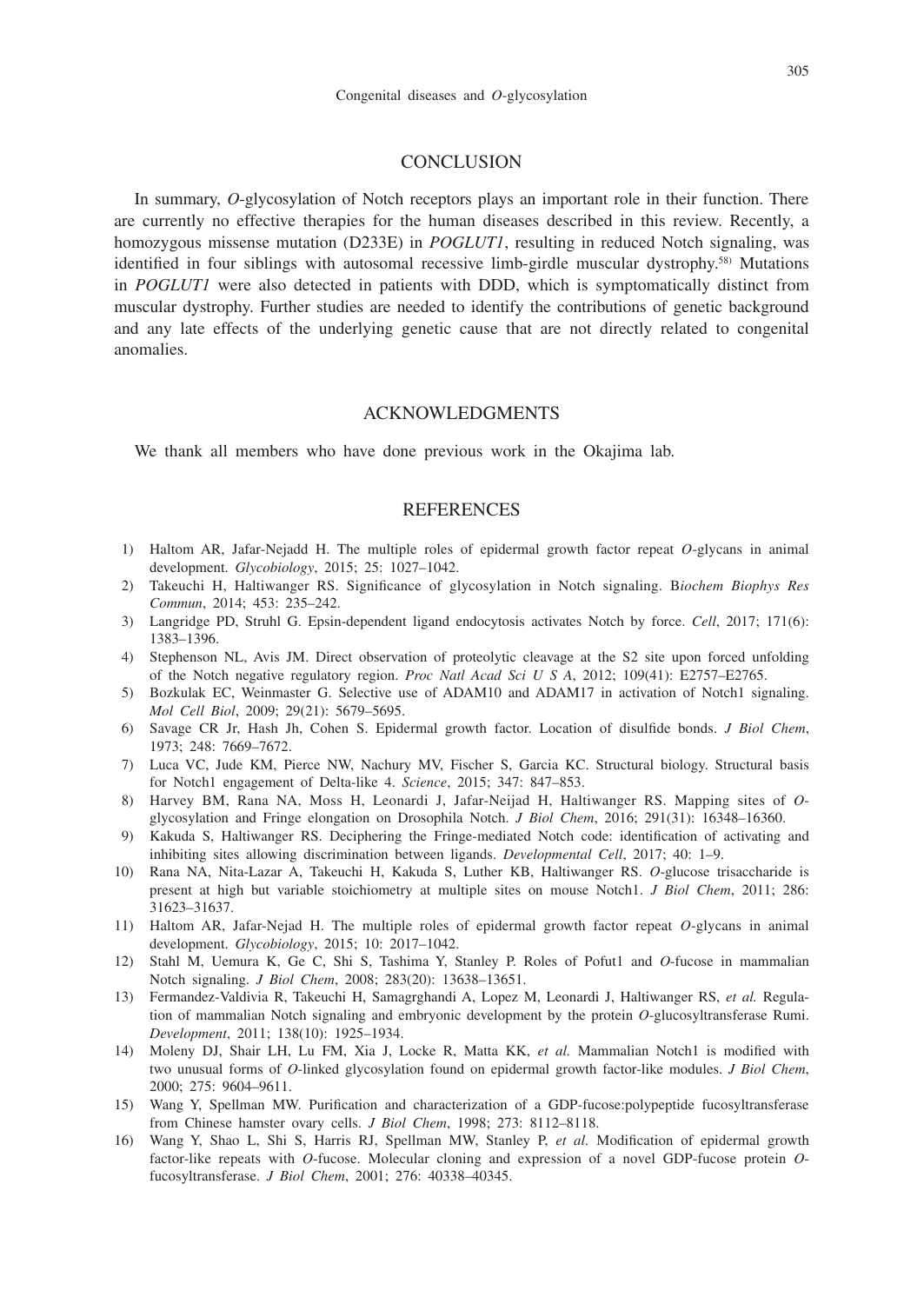## CONCLUSION

In summary, *O*-glycosylation of Notch receptors plays an important role in their function. There are currently no effective therapies for the human diseases described in this review. Recently, a homozygous missense mutation (D233E) in *POGLUT1*, resulting in reduced Notch signaling, was identified in four siblings with autosomal recessive limb-girdle muscular dystrophy.[58] Mutations in *POGLUT1* were also detected in patients with DDD, which is symptomatically distinct from muscular dystrophy. Further studies are needed to identify the contributions of genetic background and any late effects of the underlying genetic cause that are not directly related to congenital anomalies.

## ACKNOWLEDGMENTS

We thank all members who have done previous work in the Okajima lab.

## REFERENCES

1) Haltom AR, Jafar-Nejadd H. The multiple roles of epidermal growth factor repeat *O*-glycans in animal development. *Glycobiology*, 2015; 25: 1027–1042.
2) Takeuchi H, Haltiwanger RS. Significance of glycosylation in Notch signaling. B*iochem Biophys Res Commun*, 2014; 453: 235–242.
3) Langridge PD, Struhl G. Epsin-dependent ligand endocytosis activates Notch by force. *Cell*, 2017; 171(6): 1383–1396.
4) Stephenson NL, Avis JM. Direct observation of proteolytic cleavage at the S2 site upon forced unfolding of the Notch negative regulatory region. *Proc Natl Acad Sci U S A*, 2012; 109(41): E2757–E2765.
5) Bozkulak EC, Weinmaster G. Selective use of ADAM10 and ADAM17 in activation of Notch1 signaling. *Mol Cell Biol*, 2009; 29(21): 5679–5695.
6) Savage CR Jr, Hash Jh, Cohen S. Epidermal growth factor. Location of disulfide bonds. *J Biol Chem*, 1973; 248: 7669–7672.
7) Luca VC, Jude KM, Pierce NW, Nachury MV, Fischer S, Garcia KC. Structural biology. Structural basis for Notch1 engagement of Delta-like 4. *Science*, 2015; 347: 847–853.
8) Harvey BM, Rana NA, Moss H, Leonardi J, Jafar-Neijad H, Haltiwanger RS. Mapping sites of *O*-glycosylation and Fringe elongation on Drosophila Notch. *J Biol Chem*, 2016; 291(31): 16348–16360.
9) Kakuda S, Haltiwanger RS. Deciphering the Fringe-mediated Notch code: identification of activating and inhibiting sites allowing discrimination between ligands. *Developmental Cell*, 2017; 40: 1–9.
10) Rana NA, Nita-Lazar A, Takeuchi H, Kakuda S, Luther KB, Haltiwanger RS. *O*-glucose trisaccharide is present at high but variable stoichiometry at multiple sites on mouse Notch1. *J Biol Chem*, 2011; 286: 31623–31637.
11) Haltom AR, Jafar-Nejad H. The multiple roles of epidermal growth factor repeat *O*-glycans in animal development. *Glycobiology*, 2015; 10: 2017–1042.
12) Stahl M, Uemura K, Ge C, Shi S, Tashima Y, Stanley P. Roles of Pofut1 and *O*-fucose in mammalian Notch signaling. *J Biol Chem*, 2008; 283(20): 13638–13651.
13) Fermandez-Valdivia R, Takeuchi H, Samagrghandi A, Lopez M, Leonardi J, Haltiwanger RS, *et al.* Regulation of mammalian Notch signaling and embryonic development by the protein *O*-glucosyltransferase Rumi. *Development*, 2011; 138(10): 1925–1934.
14) Moleny DJ, Shair LH, Lu FM, Xia J, Locke R, Matta KK, *et al.* Mammalian Notch1 is modified with two unusual forms of *O*-linked glycosylation found on epidermal growth factor-like modules. *J Biol Chem*, 2000; 275: 9604–9611.
15) Wang Y, Spellman MW. Purification and characterization of a GDP-fucose:polypeptide fucosyltransferase from Chinese hamster ovary cells. *J Biol Chem*, 1998; 273: 8112–8118.
16) Wang Y, Shao L, Shi S, Harris RJ, Spellman MW, Stanley P, *et al.* Modification of epidermal growth factor-like repeats with *O*-fucose. Molecular cloning and expression of a novel GDP-fucose protein *O*-fucosyltransferase. *J Biol Chem*, 2001; 276: 40338–40345.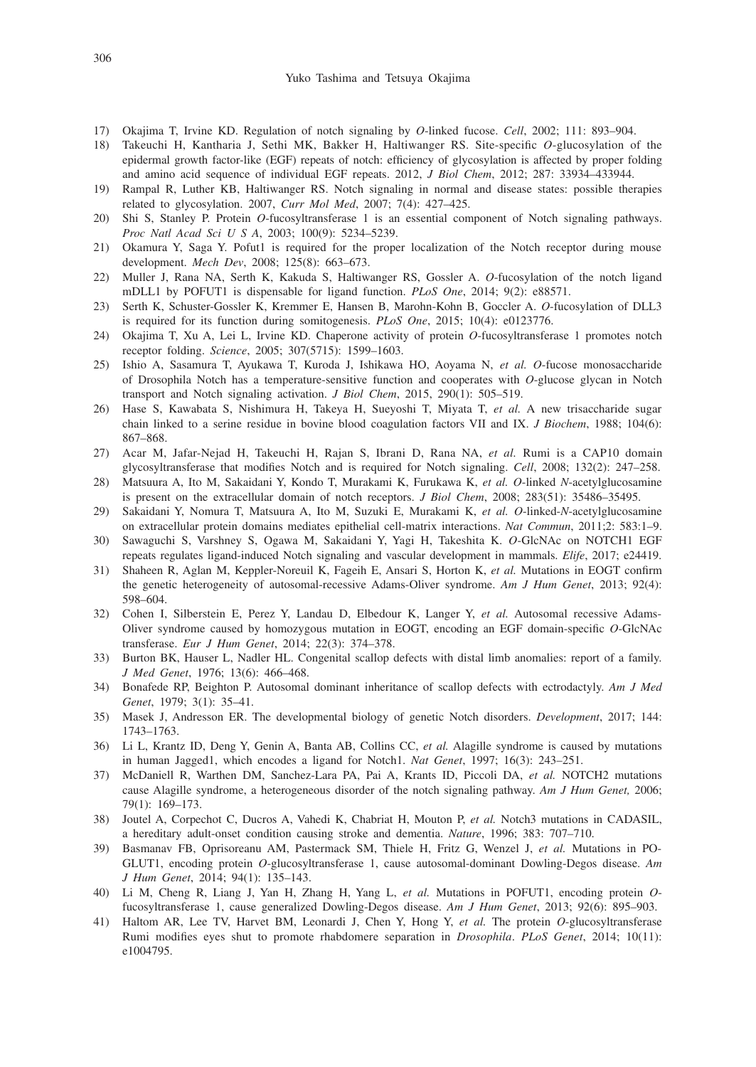17) Okajima T, Irvine KD. Regulation of notch signaling by *O*-linked fucose. *Cell*, 2002; 111: 893–904.
18) Takeuchi H, Kantharia J, Sethi MK, Bakker H, Haltiwanger RS. Site-specific *O*-glucosylation of the epidermal growth factor-like (EGF) repeats of notch: efficiency of glycosylation is affected by proper folding and amino acid sequence of individual EGF repeats. 2012, *J Biol Chem*, 2012; 287: 33934–433944.
19) Rampal R, Luther KB, Haltiwanger RS. Notch signaling in normal and disease states: possible therapies related to glycosylation. 2007, *Curr Mol Med*, 2007; 7(4): 427–425.
20) Shi S, Stanley P. Protein *O*-fucosyltransferase 1 is an essential component of Notch signaling pathways. *Proc Natl Acad Sci U S A*, 2003; 100(9): 5234–5239.
21) Okamura Y, Saga Y. Pofut1 is required for the proper localization of the Notch receptor during mouse development. *Mech Dev*, 2008; 125(8): 663–673.
22) Muller J, Rana NA, Serth K, Kakuda S, Haltiwanger RS, Gossler A. *O*-fucosylation of the notch ligand mDLL1 by POFUT1 is dispensable for ligand function. *PLoS One*, 2014; 9(2): e88571.
23) Serth K, Schuster-Gossler K, Kremmer E, Hansen B, Marohn-Kohn B, Goccler A. *O*-fucosylation of DLL3 is required for its function during somitogenesis. *PLoS One*, 2015; 10(4): e0123776.
24) Okajima T, Xu A, Lei L, Irvine KD. Chaperone activity of protein *O*-fucosyltransferase 1 promotes notch receptor folding. *Science*, 2005; 307(5715): 1599–1603.
25) Ishio A, Sasamura T, Ayukawa T, Kuroda J, Ishikawa HO, Aoyama N, *et al.* *O*-fucose monosaccharide of Drosophila Notch has a temperature-sensitive function and cooperates with *O*-glucose glycan in Notch transport and Notch signaling activation. *J Biol Chem*, 2015, 290(1): 505–519.
26) Hase S, Kawabata S, Nishimura H, Takeya H, Sueyoshi T, Miyata T, *et al.* A new trisaccharide sugar chain linked to a serine residue in bovine blood coagulation factors VII and IX. *J Biochem*, 1988; 104(6): 867–868.
27) Acar M, Jafar-Nejad H, Takeuchi H, Rajan S, Ibrani D, Rana NA, *et al.* Rumi is a CAP10 domain glycosyltransferase that modifies Notch and is required for Notch signaling. *Cell*, 2008; 132(2): 247–258.
28) Matsuura A, Ito M, Sakaidani Y, Kondo T, Murakami K, Furukawa K, *et al.* *O*-linked *N*-acetylglucosamine is present on the extracellular domain of notch receptors. *J Biol Chem*, 2008; 283(51): 35486–35495.
29) Sakaidani Y, Nomura T, Matsuura A, Ito M, Suzuki E, Murakami K, *et al.* *O*-linked-*N*-acetylglucosamine on extracellular protein domains mediates epithelial cell-matrix interactions. *Nat Commun*, 2011;2: 583:1–9.
30) Sawaguchi S, Varshney S, Ogawa M, Sakaidani Y, Yagi H, Takeshita K. *O*-GlcNAc on NOTCH1 EGF repeats regulates ligand-induced Notch signaling and vascular development in mammals. *Elife*, 2017; e24419.
31) Shaheen R, Aglan M, Keppler-Noreuil K, Fageih E, Ansari S, Horton K, *et al.* Mutations in EOGT confirm the genetic heterogeneity of autosomal-recessive Adams-Oliver syndrome. *Am J Hum Genet*, 2013; 92(4): 598–604.
32) Cohen I, Silberstein E, Perez Y, Landau D, Elbedour K, Langer Y, *et al.* Autosomal recessive Adams-Oliver syndrome caused by homozygous mutation in EOGT, encoding an EGF domain-specific *O*-GlcNAc transferase. *Eur J Hum Genet*, 2014; 22(3): 374–378.
33) Burton BK, Hauser L, Nadler HL. Congenital scallop defects with distal limb anomalies: report of a family. *J Med Genet*, 1976; 13(6): 466–468.
34) Bonafede RP, Beighton P. Autosomal dominant inheritance of scallop defects with ectrodactyly. *Am J Med Genet*, 1979; 3(1): 35–41.
35) Masek J, Andresson ER. The developmental biology of genetic Notch disorders. *Development*, 2017; 144: 1743–1763.
36) Li L, Krantz ID, Deng Y, Genin A, Banta AB, Collins CC, *et al.* Alagille syndrome is caused by mutations in human Jagged1, which encodes a ligand for Notch1. *Nat Genet*, 1997; 16(3): 243–251.
37) McDaniell R, Warthen DM, Sanchez-Lara PA, Pai A, Krants ID, Piccoli DA, *et al.* NOTCH2 mutations cause Alagille syndrome, a heterogeneous disorder of the notch signaling pathway. *Am J Hum Genet,* 2006; 79(1): 169–173.
38) Joutel A, Corpechot C, Ducros A, Vahedi K, Chabriat H, Mouton P, *et al.* Notch3 mutations in CADASIL, a hereditary adult-onset condition causing stroke and dementia. *Nature*, 1996; 383: 707–710.
39) Basmanav FB, Oprisoreanu AM, Pastermack SM, Thiele H, Fritz G, Wenzel J, *et al.* Mutations in PO-GLUT1, encoding protein *O*-glucosyltransferase 1, cause autosomal-dominant Dowling-Degos disease. *Am J Hum Genet*, 2014; 94(1): 135–143.
40) Li M, Cheng R, Liang J, Yan H, Zhang H, Yang L, *et al.* Mutations in POFUT1, encoding protein *O*-fucosyltransferase 1, cause generalized Dowling-Degos disease. *Am J Hum Genet*, 2013; 92(6): 895–903.
41) Haltom AR, Lee TV, Harvet BM, Leonardi J, Chen Y, Hong Y, *et al.* The protein *O*-glucosyltransferase Rumi modifies eyes shut to promote rhabdomere separation in *Drosophila*. *PLoS Genet*, 2014; 10(11): e1004795.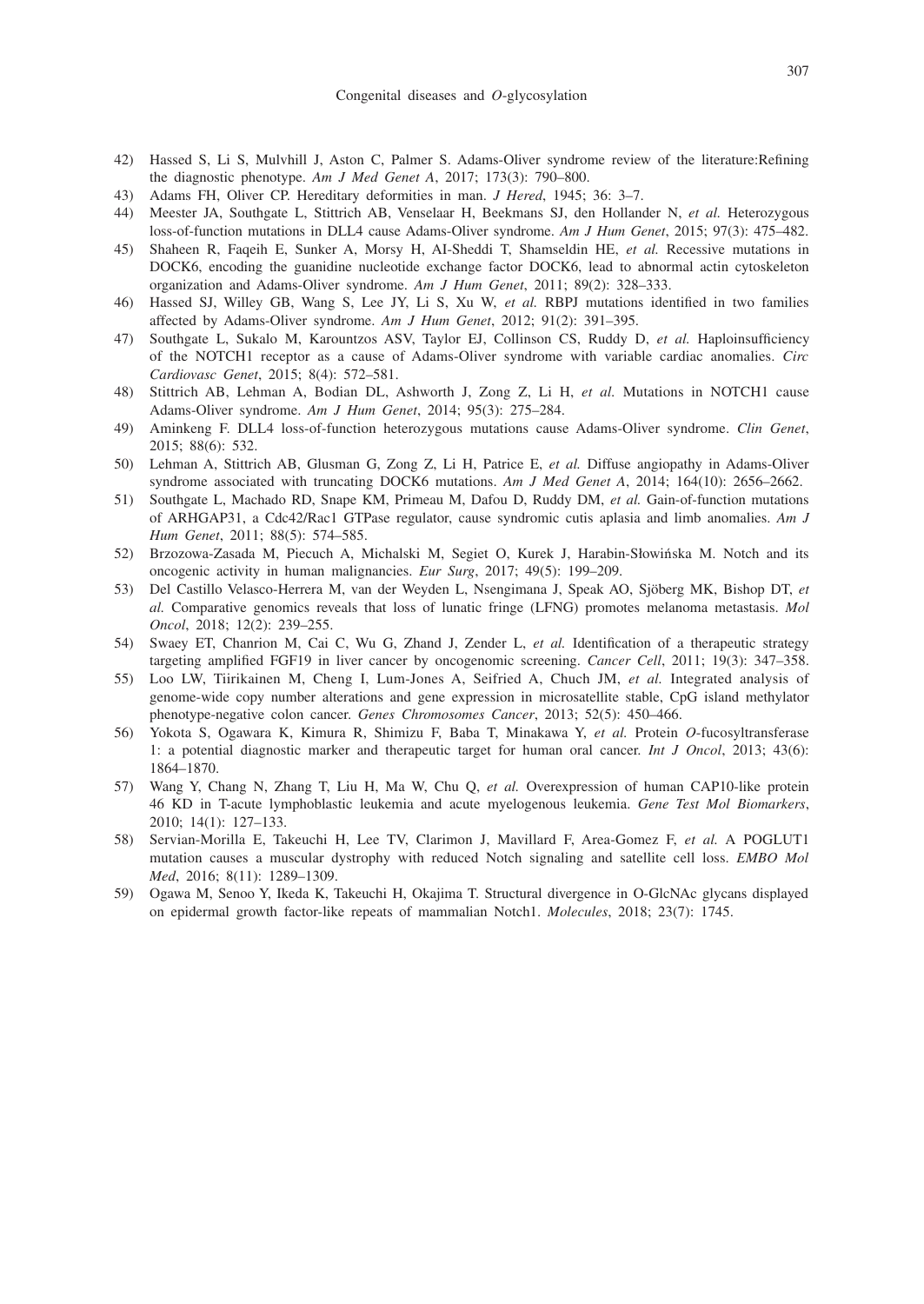42) Hassed S, Li S, Mulvhill J, Aston C, Palmer S. Adams-Oliver syndrome review of the literature:Refining the diagnostic phenotype. *Am J Med Genet A*, 2017; 173(3): 790–800.
43) Adams FH, Oliver CP. Hereditary deformities in man. *J Hered*, 1945; 36: 3–7.
44) Meester JA, Southgate L, Stittrich AB, Venselaar H, Beekmans SJ, den Hollander N, *et al.* Heterozygous loss-of-function mutations in DLL4 cause Adams-Oliver syndrome. *Am J Hum Genet*, 2015; 97(3): 475–482.
45) Shaheen R, Faqeih E, Sunker A, Morsy H, AI-Sheddi T, Shamseldin HE, *et al.* Recessive mutations in DOCK6, encoding the guanidine nucleotide exchange factor DOCK6, lead to abnormal actin cytoskeleton organization and Adams-Oliver syndrome. *Am J Hum Genet*, 2011; 89(2): 328–333.
46) Hassed SJ, Willey GB, Wang S, Lee JY, Li S, Xu W, *et al.* RBPJ mutations identified in two families affected by Adams-Oliver syndrome. *Am J Hum Genet*, 2012; 91(2): 391–395.
47) Southgate L, Sukalo M, Karountzos ASV, Taylor EJ, Collinson CS, Ruddy D, *et al.* Haploinsufficiency of the NOTCH1 receptor as a cause of Adams-Oliver syndrome with variable cardiac anomalies. *Circ Cardiovasc Genet*, 2015; 8(4): 572–581.
48) Stittrich AB, Lehman A, Bodian DL, Ashworth J, Zong Z, Li H, *et al.* Mutations in NOTCH1 cause Adams-Oliver syndrome. *Am J Hum Genet*, 2014; 95(3): 275–284.
49) Aminkeng F. DLL4 loss-of-function heterozygous mutations cause Adams-Oliver syndrome. *Clin Genet*, 2015; 88(6): 532.
50) Lehman A, Stittrich AB, Glusman G, Zong Z, Li H, Patrice E, *et al.* Diffuse angiopathy in Adams-Oliver syndrome associated with truncating DOCK6 mutations. *Am J Med Genet A*, 2014; 164(10): 2656–2662.
51) Southgate L, Machado RD, Snape KM, Primeau M, Dafou D, Ruddy DM, *et al.* Gain-of-function mutations of ARHGAP31, a Cdc42/Rac1 GTPase regulator, cause syndromic cutis aplasia and limb anomalies. *Am J Hum Genet*, 2011; 88(5): 574–585.
52) Brzozowa-Zasada M, Piecuch A, Michalski M, Segiet O, Kurek J, Harabin-Słowińska M. Notch and its oncogenic activity in human malignancies. *Eur Surg*, 2017; 49(5): 199–209.
53) Del Castillo Velasco-Herrera M, van der Weyden L, Nsengimana J, Speak AO, Sjöberg MK, Bishop DT, *et al.* Comparative genomics reveals that loss of lunatic fringe (LFNG) promotes melanoma metastasis. *Mol Oncol*, 2018; 12(2): 239–255.
54) Swaey ET, Chanrion M, Cai C, Wu G, Zhand J, Zender L, *et al.* Identification of a therapeutic strategy targeting amplified FGF19 in liver cancer by oncogenomic screening. *Cancer Cell*, 2011; 19(3): 347–358.
55) Loo LW, Tiirikainen M, Cheng I, Lum-Jones A, Seifried A, Chuch JM, *et al.* Integrated analysis of genome-wide copy number alterations and gene expression in microsatellite stable, CpG island methylator phenotype-negative colon cancer. *Genes Chromosomes Cancer*, 2013; 52(5): 450–466.
56) Yokota S, Ogawara K, Kimura R, Shimizu F, Baba T, Minakawa Y, *et al.* Protein *O*-fucosyltransferase 1: a potential diagnostic marker and therapeutic target for human oral cancer. *Int J Oncol*, 2013; 43(6): 1864–1870.
57) Wang Y, Chang N, Zhang T, Liu H, Ma W, Chu Q, *et al.* Overexpression of human CAP10-like protein 46 KD in T-acute lymphoblastic leukemia and acute myelogenous leukemia. *Gene Test Mol Biomarkers*, 2010; 14(1): 127–133.
58) Servian-Morilla E, Takeuchi H, Lee TV, Clarimon J, Mavillard F, Area-Gomez F, *et al.* A POGLUT1 mutation causes a muscular dystrophy with reduced Notch signaling and satellite cell loss. *EMBO Mol Med*, 2016; 8(11): 1289–1309.
59) Ogawa M, Senoo Y, Ikeda K, Takeuchi H, Okajima T. Structural divergence in O-GlcNAc glycans displayed on epidermal growth factor-like repeats of mammalian Notch1. *Molecules*, 2018; 23(7): 1745.